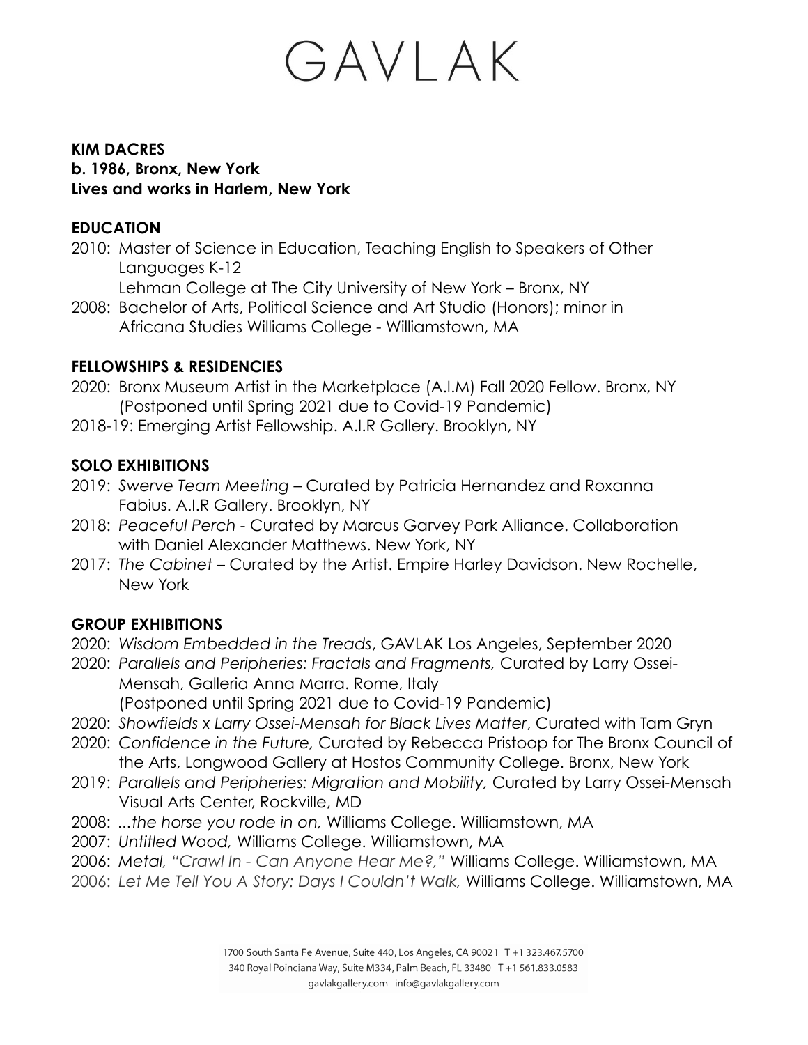# GAVLAK

**KIM DACRES**
**b. 1986, Bronx, New York**
**Lives and works in Harlem, New York**

## EDUCATION

2010: Master of Science in Education, Teaching English to Speakers of Other Languages K-12
Lehman College at The City University of New York – Bronx, NY

2008: Bachelor of Arts, Political Science and Art Studio (Honors); minor in Africana Studies Williams College - Williamstown, MA

## FELLOWSHIPS & RESIDENCIES

2020: Bronx Museum Artist in the Marketplace (A.I.M) Fall 2020 Fellow. Bronx, NY (Postponed until Spring 2021 due to Covid-19 Pandemic)

2018-19: Emerging Artist Fellowship. A.I.R Gallery. Brooklyn, NY

## SOLO EXHIBITIONS

2019: *Swerve Team Meeting* – Curated by Patricia Hernandez and Roxanna Fabius. A.I.R Gallery. Brooklyn, NY

2018: *Peaceful Perch* - Curated by Marcus Garvey Park Alliance. Collaboration with Daniel Alexander Matthews. New York, NY

2017: *The Cabinet* – Curated by the Artist. Empire Harley Davidson. New Rochelle, New York

## GROUP EXHIBITIONS

2020: *Wisdom Embedded in the Treads*, GAVLAK Los Angeles, September 2020

2020: *Parallels and Peripheries: Fractals and Fragments,* Curated by Larry Ossei-Mensah, Galleria Anna Marra. Rome, Italy
(Postponed until Spring 2021 due to Covid-19 Pandemic)

2020: *Showfields x Larry Ossei-Mensah for Black Lives Matter*, Curated with Tam Gryn

2020: *Confidence in the Future,* Curated by Rebecca Pristoop for The Bronx Council of the Arts, Longwood Gallery at Hostos Community College. Bronx, New York

2019: *Parallels and Peripheries: Migration and Mobility,* Curated by Larry Ossei-Mensah Visual Arts Center, Rockville, MD

2008: *...the horse you rode in on,* Williams College. Williamstown, MA

2007: *Untitled Wood,* Williams College. Williamstown, MA

2006: *Metal, "Crawl In - Can Anyone Hear Me?,"* Williams College. Williamstown, MA

2006: *Let Me Tell You A Story: Days I Couldn't Walk,* Williams College. Williamstown, MA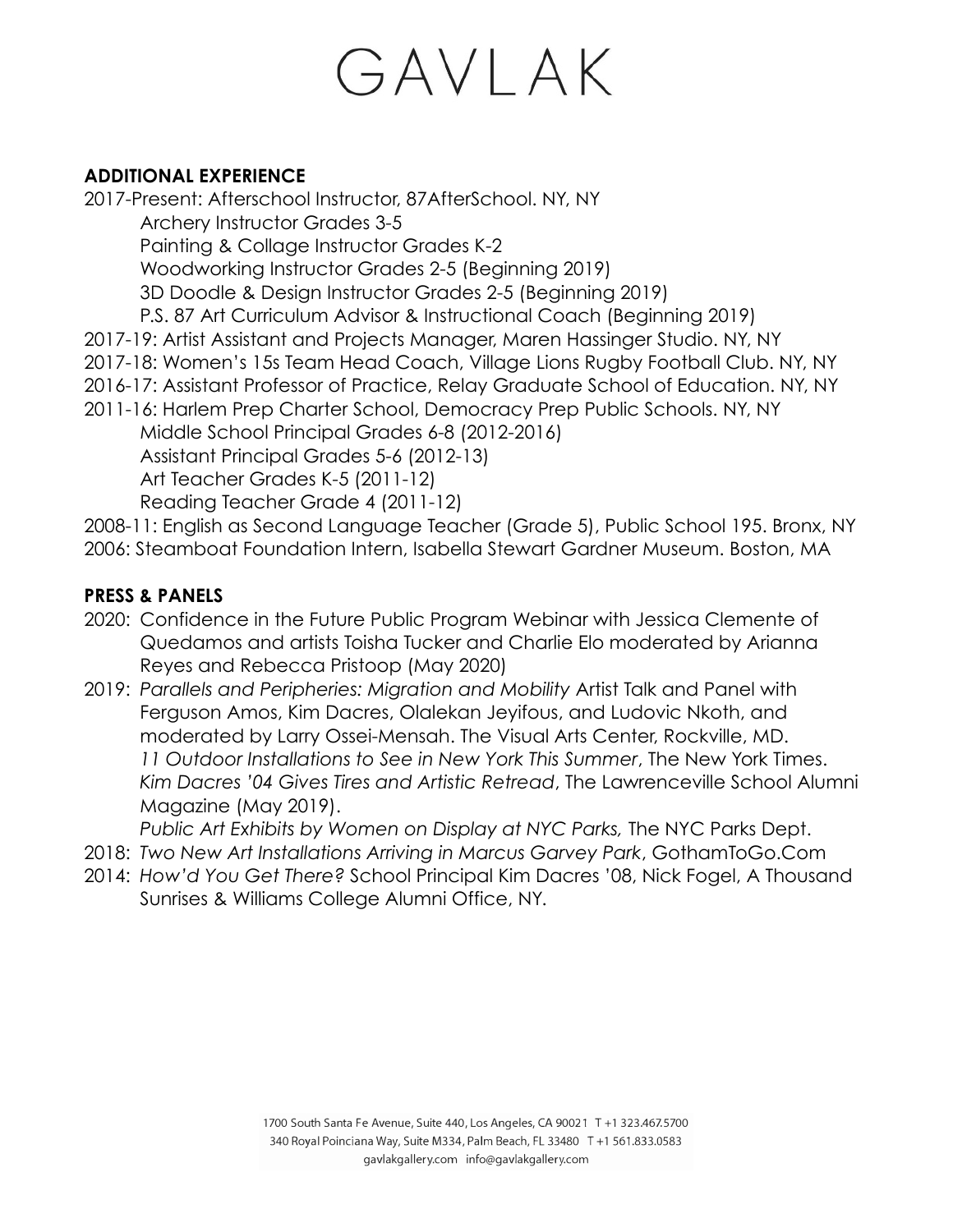**ADDITIONAL EXPERIENCE**

2017-Present: Afterschool Instructor, 87AfterSchool. NY, NY
- Archery Instructor Grades 3-5
- Painting & Collage Instructor Grades K-2
- Woodworking Instructor Grades 2-5 (Beginning 2019)
- 3D Doodle & Design Instructor Grades 2-5 (Beginning 2019)
- P.S. 87 Art Curriculum Advisor & Instructional Coach (Beginning 2019)

2017-19: Artist Assistant and Projects Manager, Maren Hassinger Studio. NY, NY

2017-18: Women's 15s Team Head Coach, Village Lions Rugby Football Club. NY, NY

2016-17: Assistant Professor of Practice, Relay Graduate School of Education. NY, NY

2011-16: Harlem Prep Charter School, Democracy Prep Public Schools. NY, NY
- Middle School Principal Grades 6-8 (2012-2016)
- Assistant Principal Grades 5-6 (2012-13)
- Art Teacher Grades K-5 (2011-12)
- Reading Teacher Grade 4 (2011-12)

2008-11: English as Second Language Teacher (Grade 5), Public School 195. Bronx, NY

2006: Steamboat Foundation Intern, Isabella Stewart Gardner Museum. Boston, MA

**PRESS & PANELS**

2020: Confidence in the Future Public Program Webinar with Jessica Clemente of Quedamos and artists Toisha Tucker and Charlie Elo moderated by Arianna Reyes and Rebecca Pristoop (May 2020)

2019: *Parallels and Peripheries: Migration and Mobility* Artist Talk and Panel with Ferguson Amos, Kim Dacres, Olalekan Jeyifous, and Ludovic Nkoth, and moderated by Larry Ossei-Mensah. The Visual Arts Center, Rockville, MD.
*11 Outdoor Installations to See in New York This Summer*, The New York Times.
*Kim Dacres '04 Gives Tires and Artistic Retread*, The Lawrenceville School Alumni Magazine (May 2019).
*Public Art Exhibits by Women on Display at NYC Parks,* The NYC Parks Dept.

2018: *Two New Art Installations Arriving in Marcus Garvey Park*, GothamToGo.Com

2014: *How'd You Get There?* School Principal Kim Dacres '08, Nick Fogel, A Thousand Sunrises & Williams College Alumni Office, NY.